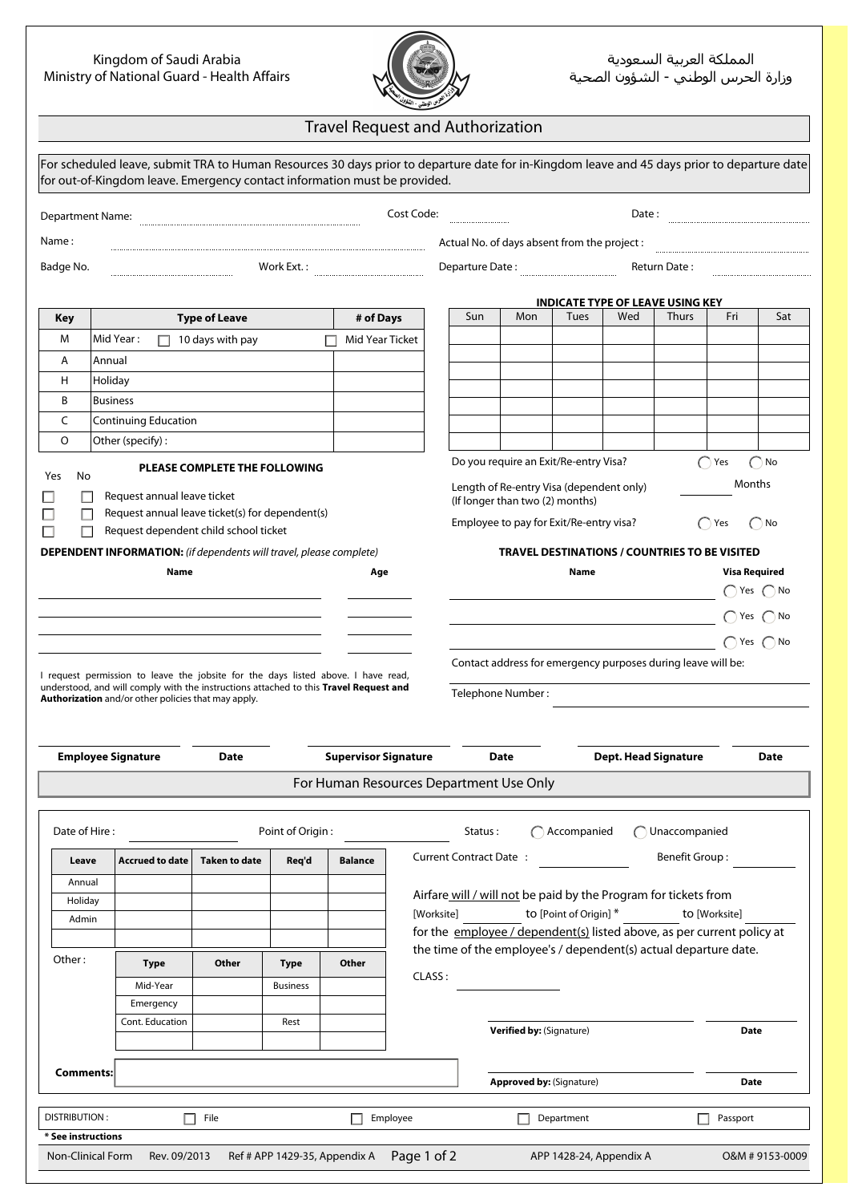Kingdom of Saudi Arabia
Ministry of National Guard - Health Affairs

المملكة العربية السعودية
وزارة الحرس الوطني - الشؤون الصحية

# Travel Request and Authorization

For scheduled leave, submit TRA to Human Resources 30 days prior to departure date for in-Kingdom leave and 45 days prior to departure date for out-of-Kingdom leave. Emergency contact information must be provided.

Department Name: .................... Cost Code: .......... Date : ..........

Name : .................... Actual No. of days absent from the project : ..........

Badge No. .......... Work Ext. : .......... Departure Date : .......... Return Date : ..........

| Key | Type of Leave | | # of Days |
|---|---|---|---|
| M | Mid Year : ☐ 10 days with pay | ☐ Mid Year Ticket | |
| A | Annual | | |
| H | Holiday | | |
| B | Business | | |
| C | Continuing Education | | |
| O | Other (specify) : | | |

**INDICATE TYPE OF LEAVE USING KEY**

| Sun | Mon | Tues | Wed | Thurs | Fri | Sat |
|---|---|---|---|---|---|---|
| | | | | | | |
| | | | | | | |
| | | | | | | |
| | | | | | | |
| | | | | | | |
| | | | | | | |

**PLEASE COMPLETE THE FOLLOWING**

| Yes | No | |
|---|---|---|
| ☐ | ☐ | Request annual leave ticket |
| ☐ | ☐ | Request annual leave ticket(s) for dependent(s) |
| ☐ | ☐ | Request dependent child school ticket |

Do you require an Exit/Re-entry Visa? ◯ Yes ◯ No

Length of Re-entry Visa (dependent only) (If longer than two (2) months) .......... Months

Employee to pay for Exit/Re-entry visa? ◯ Yes ◯ No

**DEPENDENT INFORMATION:** *(if dependents will travel, please complete)*

| Name | Age |
|---|---|
| | |
| | |
| | |

**TRAVEL DESTINATIONS / COUNTRIES TO BE VISITED**

| Name | Visa Required |
|---|---|
| | ◯ Yes ◯ No |
| | ◯ Yes ◯ No |
| | ◯ Yes ◯ No |

I request permission to leave the jobsite for the days listed above. I have read, understood, and will comply with the instructions attached to this **Travel Request and Authorization** and/or other policies that may apply.

Contact address for emergency purposes during leave will be: ....................

Telephone Number : ....................

| **Employee Signature** | **Date** | **Supervisor Signature** | **Date** | **Dept. Head Signature** | **Date** |
|---|---|---|---|---|---|
| | | | | | |

## For Human Resources Department Use Only

Date of Hire : .......... Point of Origin : .......... Status : ◯ Accompanied ◯ Unaccompanied

Current Contract Date : .......... Benefit Group : ..........

| Leave | Accrued to date | Taken to date | Req'd | Balance |
|---|---|---|---|---|
| Annual | | | | |
| Holiday | | | | |
| Admin | | | | |
| | | | | |

Other :

| Type | Other | Type | Other |
|---|---|---|---|
| Mid-Year | | Business | |
| Emergency | | | |
| Cont. Education | | Rest | |
| | | | |

Airfare will / will not be paid by the Program for tickets from [Worksite] .......... to [Point of Origin] * .......... to [Worksite] .......... for the employee / dependent(s) listed above, as per current policy at the time of the employee's / dependent(s) actual departure date.

CLASS : ..........

**Verified by:** (Signature) .......... **Date** ..........

**Comments:** ....................

**Approved by:** (Signature) .......... **Date** ..........

DISTRIBUTION : ☐ File ☐ Employee ☐ Department ☐ Passport

**\* See instructions**

Non-Clinical Form Rev. 09/2013 Ref # APP 1429-35, Appendix A APP 1428-24, Appendix A O&M # 9153-0009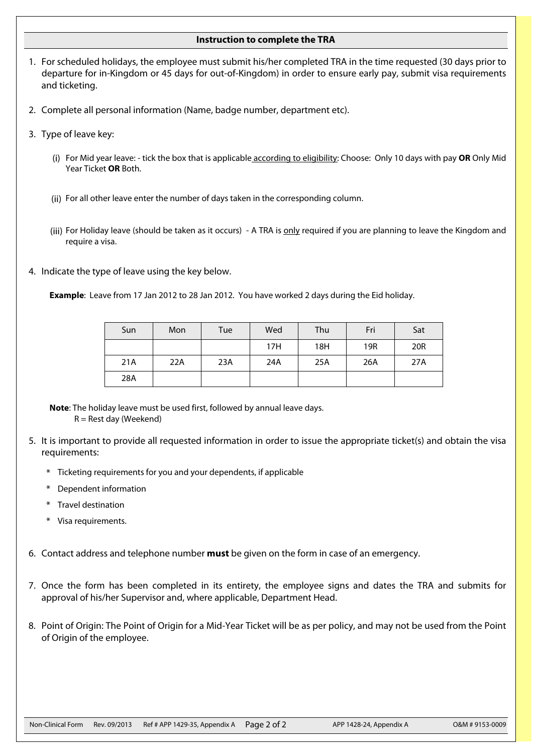## Instruction to complete the TRA

1. For scheduled holidays, the employee must submit his/her completed TRA in the time requested (30 days prior to departure for in-Kingdom or 45 days for out-of-Kingdom) in order to ensure early pay, submit visa requirements and ticketing.

2. Complete all personal information (Name, badge number, department etc).

3. Type of leave key:

   (i) For Mid year leave: - tick the box that is applicable according to eligibility: Choose: Only 10 days with pay **OR** Only Mid Year Ticket **OR** Both.

   (ii) For all other leave enter the number of days taken in the corresponding column.

   (iii) For Holiday leave (should be taken as it occurs) - A TRA is only required if you are planning to leave the Kingdom and require a visa.

4. Indicate the type of leave using the key below.

   **Example**: Leave from 17 Jan 2012 to 28 Jan 2012. You have worked 2 days during the Eid holiday.

| Sun | Mon | Tue | Wed | Thu | Fri | Sat |
|---|---|---|---|---|---|---|
| | | | 17H | 18H | 19R | 20R |
| 21A | 22A | 23A | 24A | 25A | 26A | 27A |
| 28A | | | | | | |

   **Note**: The holiday leave must be used first, followed by annual leave days.
   R = Rest day (Weekend)

5. It is important to provide all requested information in order to issue the appropriate ticket(s) and obtain the visa requirements:

   * Ticketing requirements for you and your dependents, if applicable
   * Dependent information
   * Travel destination
   * Visa requirements.

6. Contact address and telephone number **must** be given on the form in case of an emergency.

7. Once the form has been completed in its entirety, the employee signs and dates the TRA and submits for approval of his/her Supervisor and, where applicable, Department Head.

8. Point of Origin: The Point of Origin for a Mid-Year Ticket will be as per policy, and may not be used from the Point of Origin of the employee.